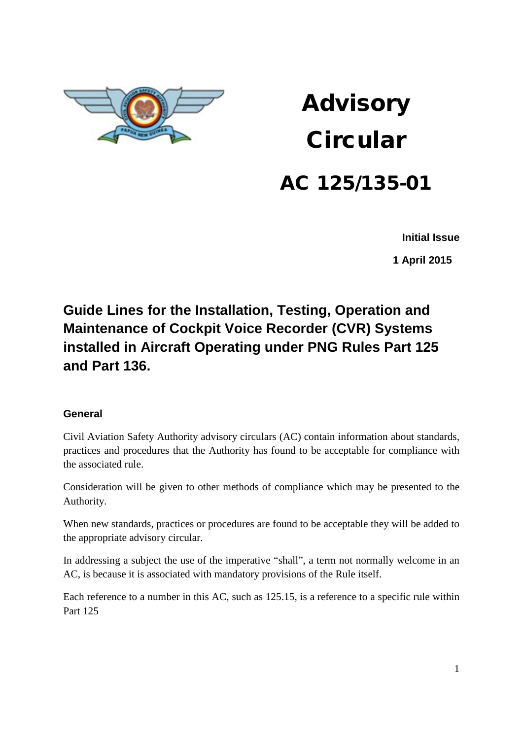# Advisory Circular

# AC 125/135-01

**Initial Issue**

**1 April 2015**

## Guide Lines for the Installation, Testing, Operation and Maintenance of Cockpit Voice Recorder (CVR) Systems installed in Aircraft Operating under PNG Rules Part 125 and Part 136.

### General

Civil Aviation Safety Authority advisory circulars (AC) contain information about standards, practices and procedures that the Authority has found to be acceptable for compliance with the associated rule.

Consideration will be given to other methods of compliance which may be presented to the Authority.

When new standards, practices or procedures are found to be acceptable they will be added to the appropriate advisory circular.

In addressing a subject the use of the imperative "shall", a term not normally welcome in an AC, is because it is associated with mandatory provisions of the Rule itself.

Each reference to a number in this AC, such as 125.15, is a reference to a specific rule within Part 125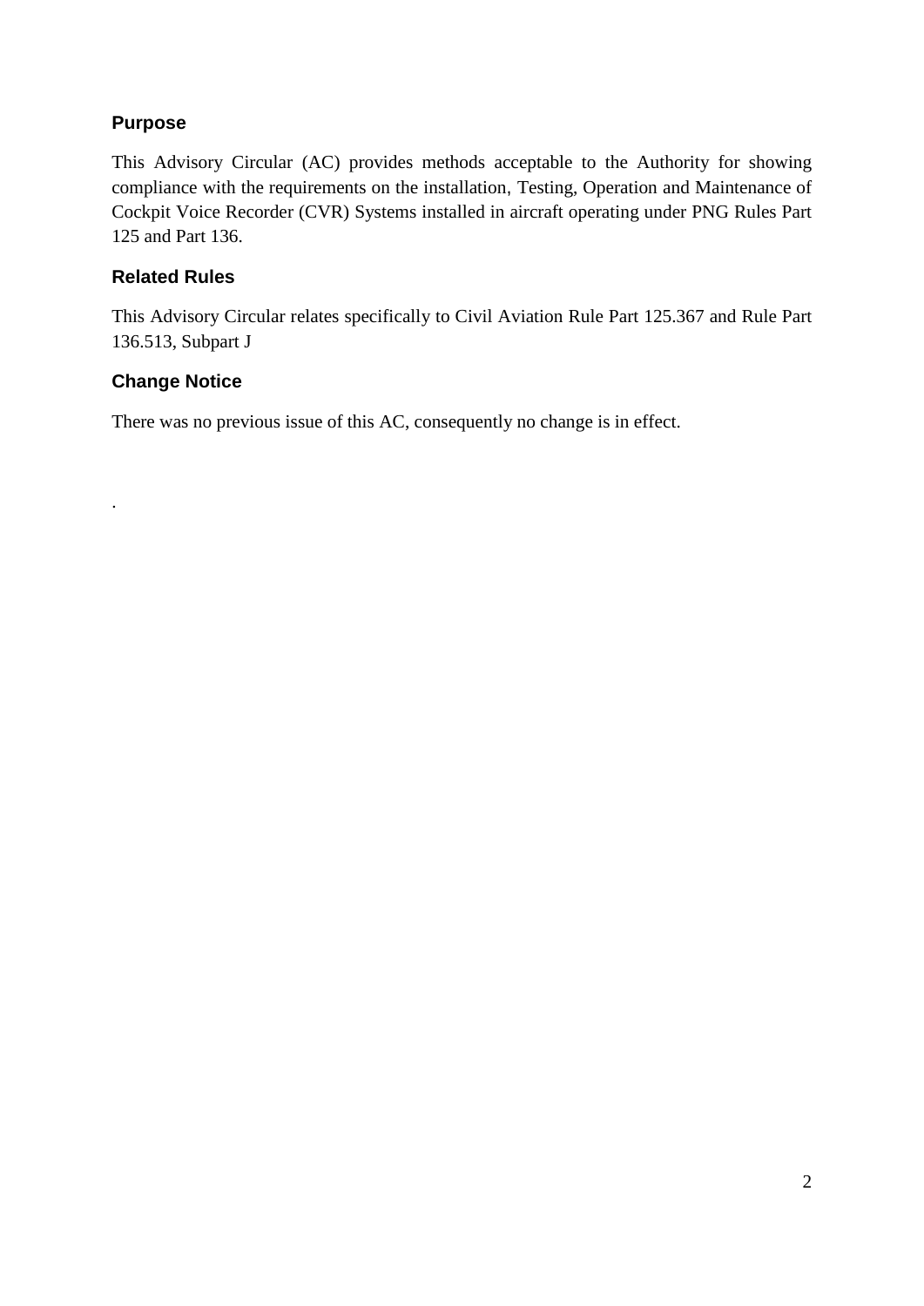## Purpose

This Advisory Circular (AC) provides methods acceptable to the Authority for showing compliance with the requirements on the installation, Testing, Operation and Maintenance of Cockpit Voice Recorder (CVR) Systems installed in aircraft operating under PNG Rules Part 125 and Part 136.

## Related Rules

This Advisory Circular relates specifically to Civil Aviation Rule Part 125.367 and Rule Part 136.513, Subpart J

## Change Notice

There was no previous issue of this AC, consequently no change is in effect.

.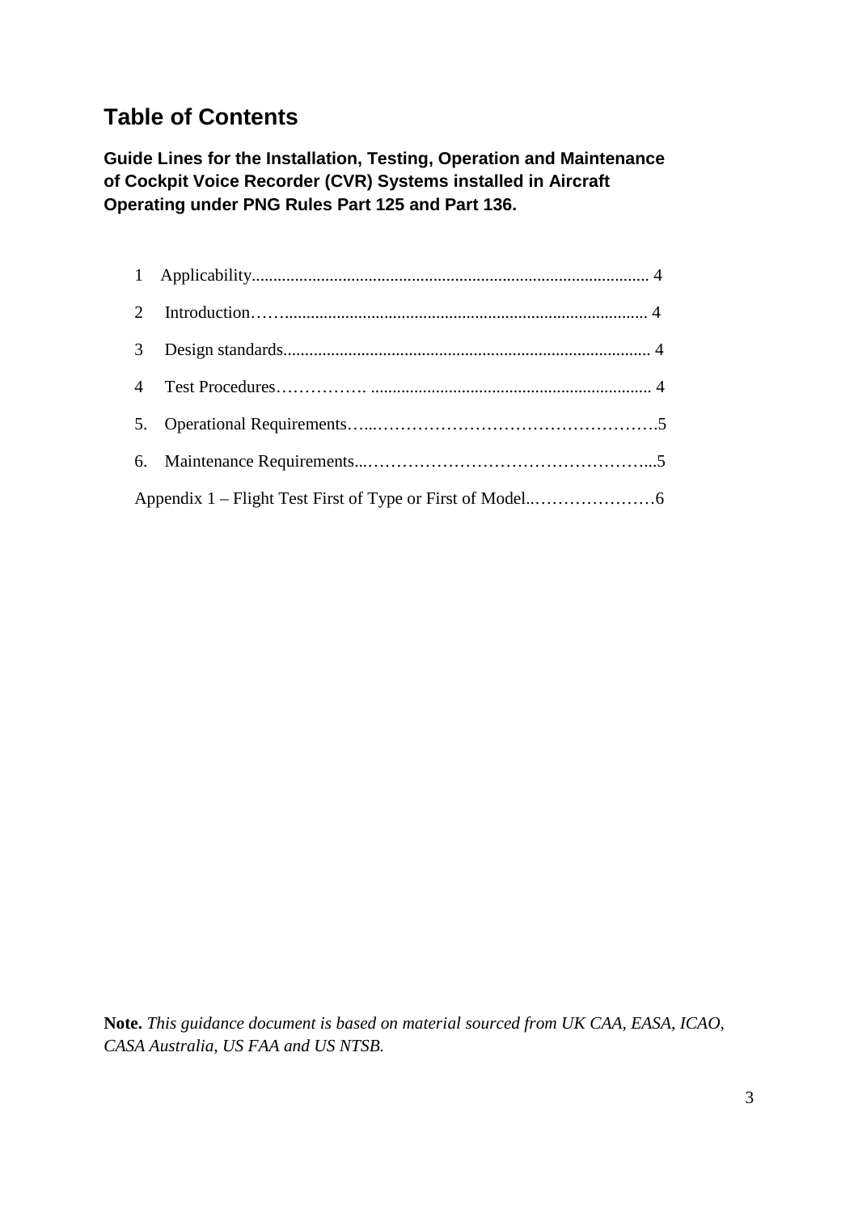# Table of Contents

**Guide Lines for the Installation, Testing, Operation and Maintenance of Cockpit Voice Recorder (CVR) Systems installed in Aircraft Operating under PNG Rules Part 125 and Part 136.**

1 Applicability........................................................................................... 4

2 Introduction……................................................................................... 4

3 Design standards.................................................................................... 4

4 Test Procedures……………. ................................................................ 4

5. Operational Requirements…...…………………………………………….5

6. Maintenance Requirements...……………………………………………...5

Appendix 1 – Flight Test First of Type or First of Model..…………………6

**Note.** *This guidance document is based on material sourced from UK CAA, EASA, ICAO, CASA Australia, US FAA and US NTSB.*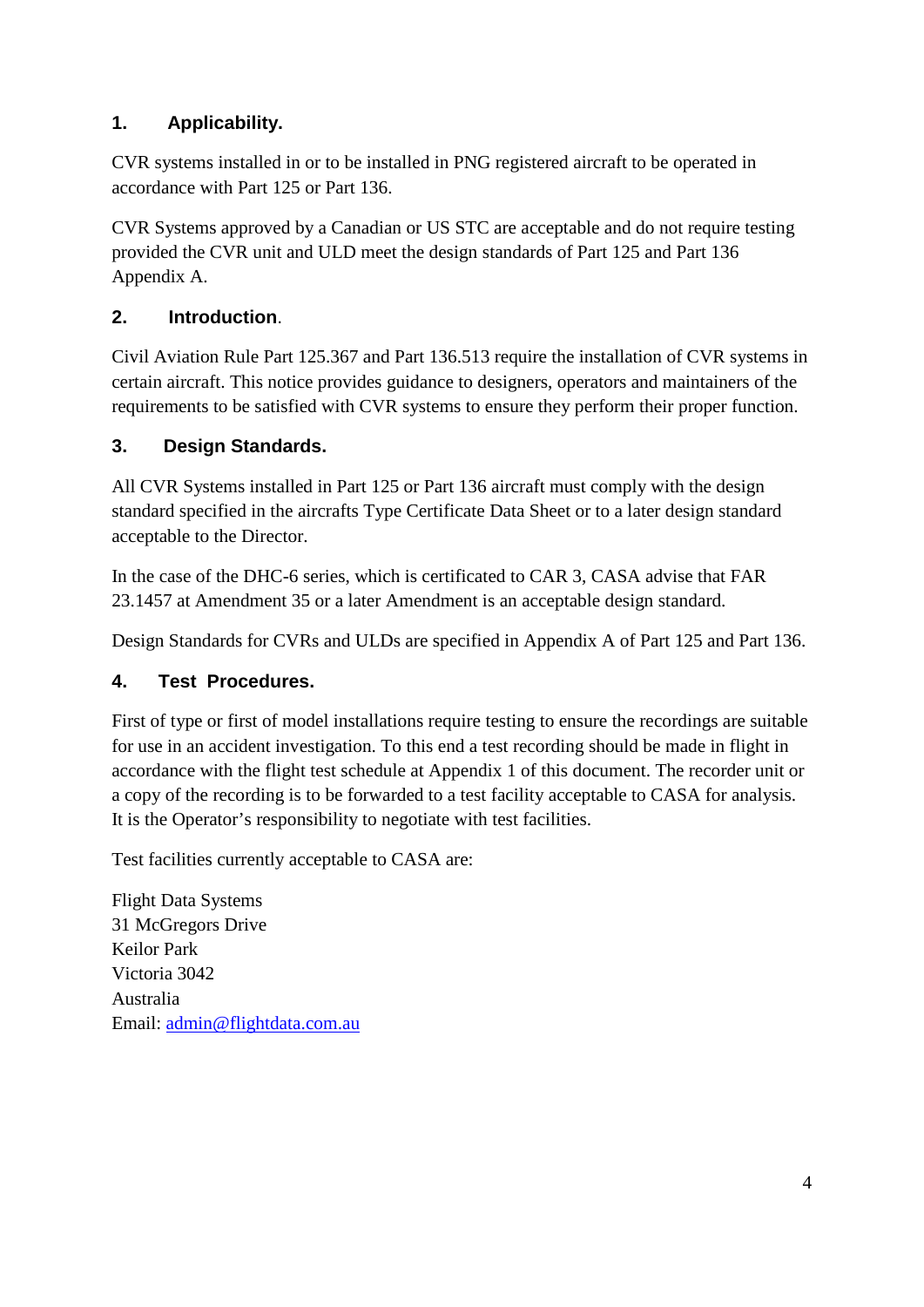## 1. Applicability.

CVR systems installed in or to be installed in PNG registered aircraft to be operated in accordance with Part 125 or Part 136.

CVR Systems approved by a Canadian or US STC are acceptable and do not require testing provided the CVR unit and ULD meet the design standards of Part 125 and Part 136 Appendix A.

## 2. Introduction.

Civil Aviation Rule Part 125.367 and Part 136.513 require the installation of CVR systems in certain aircraft. This notice provides guidance to designers, operators and maintainers of the requirements to be satisfied with CVR systems to ensure they perform their proper function.

## 3. Design Standards.

All CVR Systems installed in Part 125 or Part 136 aircraft must comply with the design standard specified in the aircrafts Type Certificate Data Sheet or to a later design standard acceptable to the Director.

In the case of the DHC-6 series, which is certificated to CAR 3, CASA advise that FAR 23.1457 at Amendment 35 or a later Amendment is an acceptable design standard.

Design Standards for CVRs and ULDs are specified in Appendix A of Part 125 and Part 136.

## 4. Test Procedures.

First of type or first of model installations require testing to ensure the recordings are suitable for use in an accident investigation. To this end a test recording should be made in flight in accordance with the flight test schedule at Appendix 1 of this document. The recorder unit or a copy of the recording is to be forwarded to a test facility acceptable to CASA for analysis. It is the Operator's responsibility to negotiate with test facilities.

Test facilities currently acceptable to CASA are:

Flight Data Systems  
31 McGregors Drive  
Keilor Park  
Victoria 3042  
Australia  
Email: admin@flightdata.com.au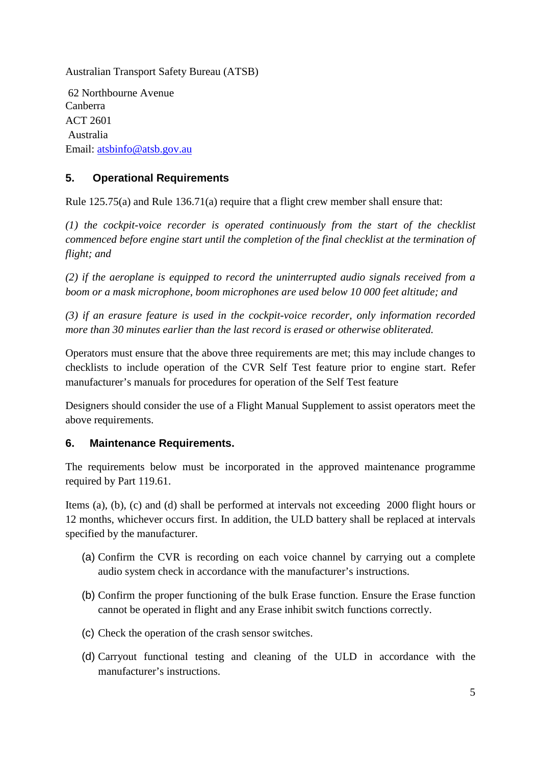Australian Transport Safety Bureau (ATSB)

62 Northbourne Avenue
Canberra
ACT 2601
Australia
Email: atsbinfo@atsb.gov.au

## 5. Operational Requirements

Rule 125.75(a) and Rule 136.71(a) require that a flight crew member shall ensure that:

*(1) the cockpit-voice recorder is operated continuously from the start of the checklist commenced before engine start until the completion of the final checklist at the termination of flight; and*

*(2) if the aeroplane is equipped to record the uninterrupted audio signals received from a boom or a mask microphone, boom microphones are used below 10 000 feet altitude; and*

*(3) if an erasure feature is used in the cockpit-voice recorder, only information recorded more than 30 minutes earlier than the last record is erased or otherwise obliterated.*

Operators must ensure that the above three requirements are met; this may include changes to checklists to include operation of the CVR Self Test feature prior to engine start. Refer manufacturer's manuals for procedures for operation of the Self Test feature

Designers should consider the use of a Flight Manual Supplement to assist operators meet the above requirements.

## 6. Maintenance Requirements.

The requirements below must be incorporated in the approved maintenance programme required by Part 119.61.

Items (a), (b), (c) and (d) shall be performed at intervals not exceeding 2000 flight hours or 12 months, whichever occurs first. In addition, the ULD battery shall be replaced at intervals specified by the manufacturer.

(a) Confirm the CVR is recording on each voice channel by carrying out a complete audio system check in accordance with the manufacturer's instructions.

(b) Confirm the proper functioning of the bulk Erase function. Ensure the Erase function cannot be operated in flight and any Erase inhibit switch functions correctly.

(c) Check the operation of the crash sensor switches.

(d) Carryout functional testing and cleaning of the ULD in accordance with the manufacturer's instructions.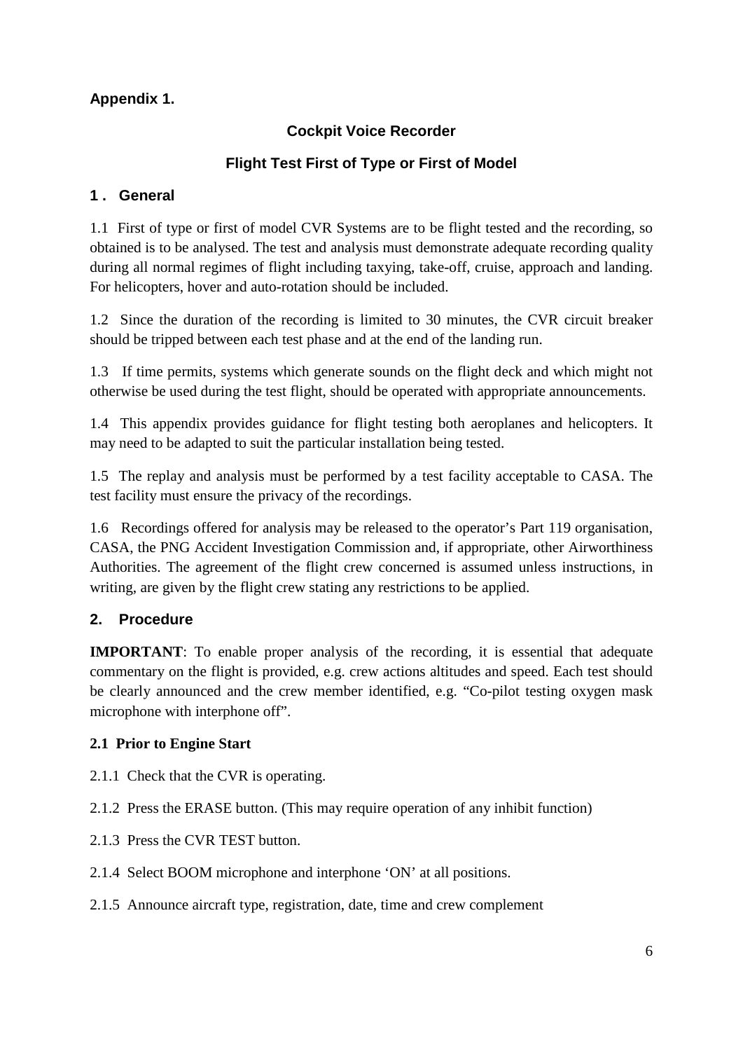**Appendix 1.**

## Cockpit Voice Recorder

## Flight Test First of Type or First of Model

### 1 . General

1.1 First of type or first of model CVR Systems are to be flight tested and the recording, so obtained is to be analysed. The test and analysis must demonstrate adequate recording quality during all normal regimes of flight including taxying, take-off, cruise, approach and landing. For helicopters, hover and auto-rotation should be included.

1.2 Since the duration of the recording is limited to 30 minutes, the CVR circuit breaker should be tripped between each test phase and at the end of the landing run.

1.3 If time permits, systems which generate sounds on the flight deck and which might not otherwise be used during the test flight, should be operated with appropriate announcements.

1.4 This appendix provides guidance for flight testing both aeroplanes and helicopters. It may need to be adapted to suit the particular installation being tested.

1.5 The replay and analysis must be performed by a test facility acceptable to CASA. The test facility must ensure the privacy of the recordings.

1.6 Recordings offered for analysis may be released to the operator's Part 119 organisation, CASA, the PNG Accident Investigation Commission and, if appropriate, other Airworthiness Authorities. The agreement of the flight crew concerned is assumed unless instructions, in writing, are given by the flight crew stating any restrictions to be applied.

### 2. Procedure

**IMPORTANT**: To enable proper analysis of the recording, it is essential that adequate commentary on the flight is provided, e.g. crew actions altitudes and speed. Each test should be clearly announced and the crew member identified, e.g. "Co-pilot testing oxygen mask microphone with interphone off".

**2.1 Prior to Engine Start**

2.1.1 Check that the CVR is operating.

2.1.2 Press the ERASE button. (This may require operation of any inhibit function)

2.1.3 Press the CVR TEST button.

2.1.4 Select BOOM microphone and interphone 'ON' at all positions.

2.1.5 Announce aircraft type, registration, date, time and crew complement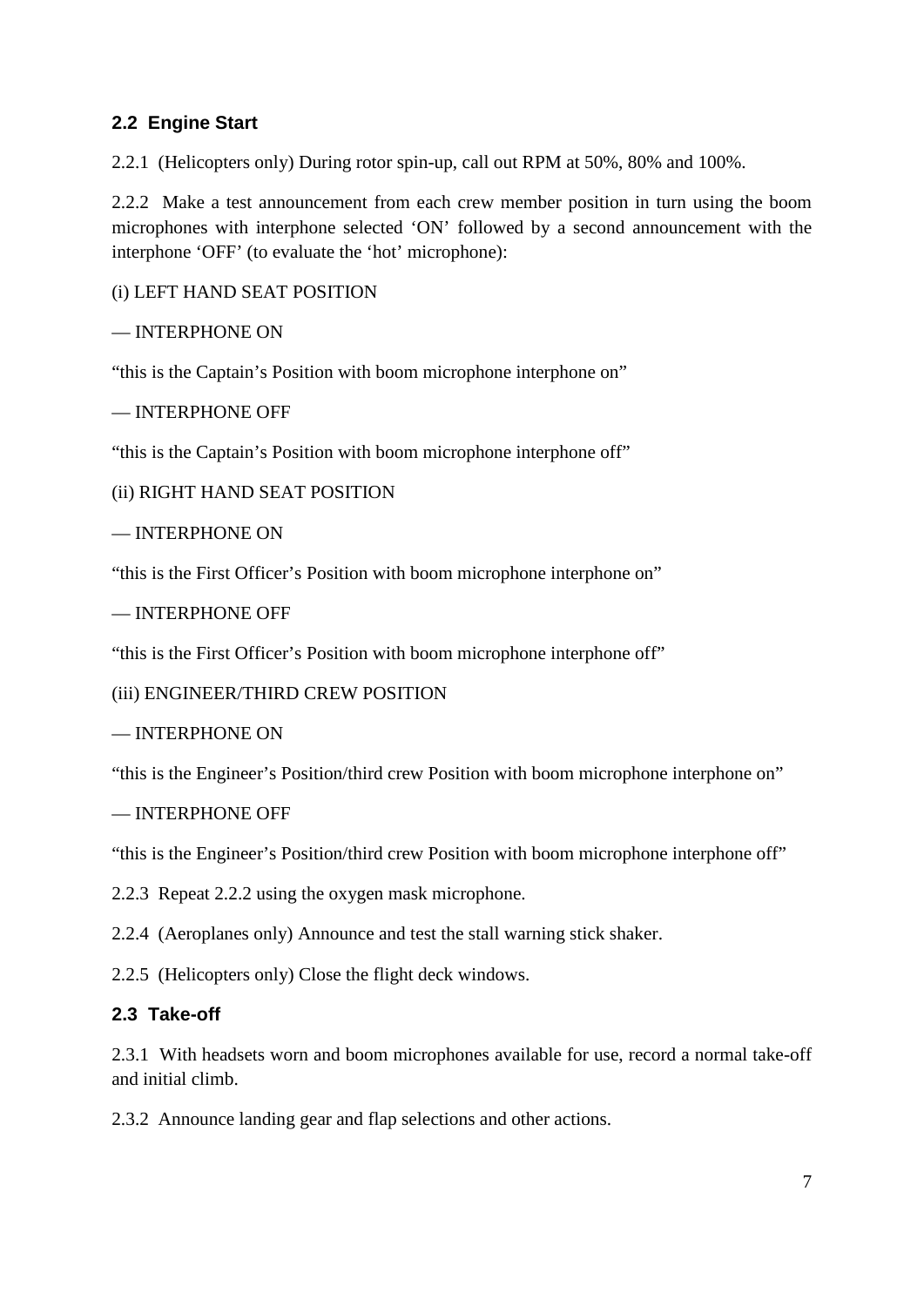## 2.2 Engine Start

2.2.1 (Helicopters only) During rotor spin-up, call out RPM at 50%, 80% and 100%.

2.2.2 Make a test announcement from each crew member position in turn using the boom microphones with interphone selected 'ON' followed by a second announcement with the interphone 'OFF' (to evaluate the 'hot' microphone):

(i) LEFT HAND SEAT POSITION

— INTERPHONE ON

"this is the Captain's Position with boom microphone interphone on"

— INTERPHONE OFF

"this is the Captain's Position with boom microphone interphone off"

(ii) RIGHT HAND SEAT POSITION

— INTERPHONE ON

"this is the First Officer's Position with boom microphone interphone on"

— INTERPHONE OFF

"this is the First Officer's Position with boom microphone interphone off"

(iii) ENGINEER/THIRD CREW POSITION

— INTERPHONE ON

"this is the Engineer's Position/third crew Position with boom microphone interphone on"

— INTERPHONE OFF

"this is the Engineer's Position/third crew Position with boom microphone interphone off"

2.2.3 Repeat 2.2.2 using the oxygen mask microphone.

2.2.4 (Aeroplanes only) Announce and test the stall warning stick shaker.

2.2.5 (Helicopters only) Close the flight deck windows.

## 2.3 Take-off

2.3.1 With headsets worn and boom microphones available for use, record a normal take-off and initial climb.

2.3.2 Announce landing gear and flap selections and other actions.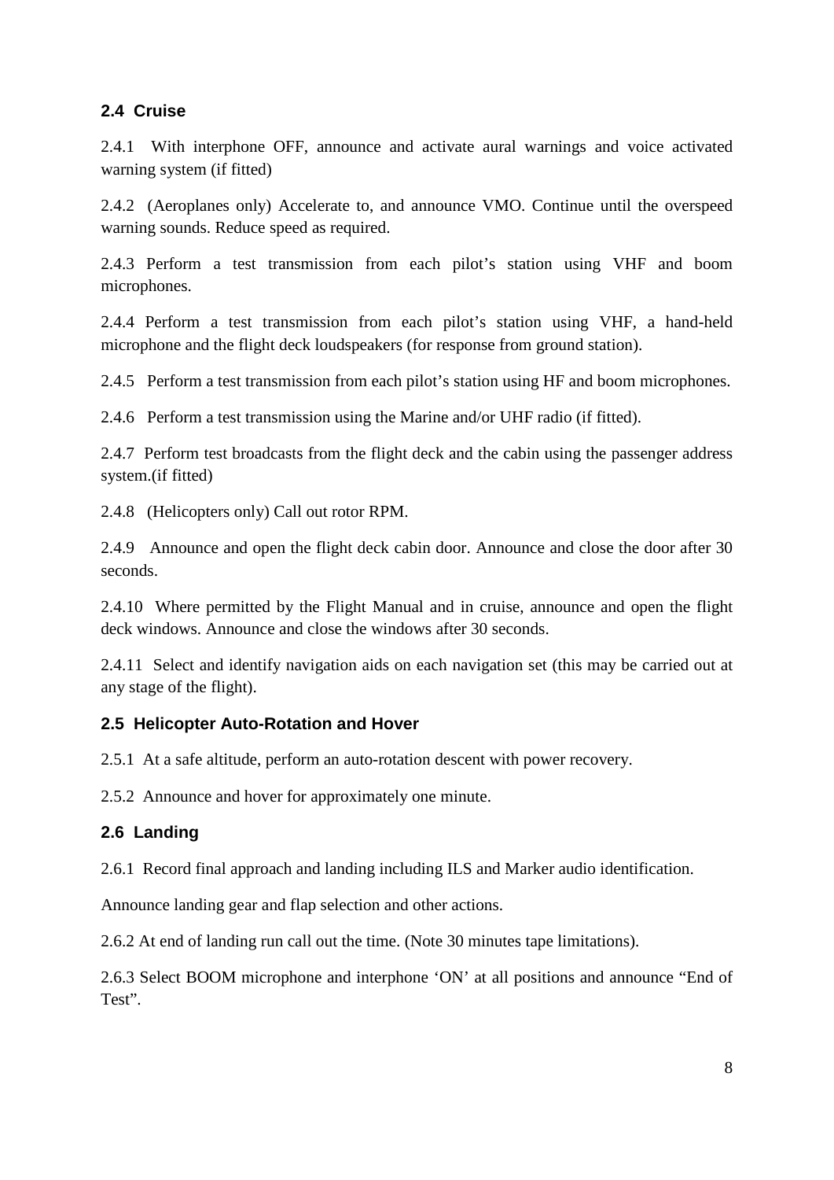### 2.4 Cruise

2.4.1 With interphone OFF, announce and activate aural warnings and voice activated warning system (if fitted)

2.4.2 (Aeroplanes only) Accelerate to, and announce VMO. Continue until the overspeed warning sounds. Reduce speed as required.

2.4.3 Perform a test transmission from each pilot's station using VHF and boom microphones.

2.4.4 Perform a test transmission from each pilot's station using VHF, a hand-held microphone and the flight deck loudspeakers (for response from ground station).

2.4.5 Perform a test transmission from each pilot's station using HF and boom microphones.

2.4.6 Perform a test transmission using the Marine and/or UHF radio (if fitted).

2.4.7 Perform test broadcasts from the flight deck and the cabin using the passenger address system.(if fitted)

2.4.8 (Helicopters only) Call out rotor RPM.

2.4.9 Announce and open the flight deck cabin door. Announce and close the door after 30 seconds.

2.4.10 Where permitted by the Flight Manual and in cruise, announce and open the flight deck windows. Announce and close the windows after 30 seconds.

2.4.11 Select and identify navigation aids on each navigation set (this may be carried out at any stage of the flight).

### 2.5 Helicopter Auto-Rotation and Hover

2.5.1 At a safe altitude, perform an auto-rotation descent with power recovery.

2.5.2 Announce and hover for approximately one minute.

### 2.6 Landing

2.6.1 Record final approach and landing including ILS and Marker audio identification.

Announce landing gear and flap selection and other actions.

2.6.2 At end of landing run call out the time. (Note 30 minutes tape limitations).

2.6.3 Select BOOM microphone and interphone 'ON' at all positions and announce "End of Test".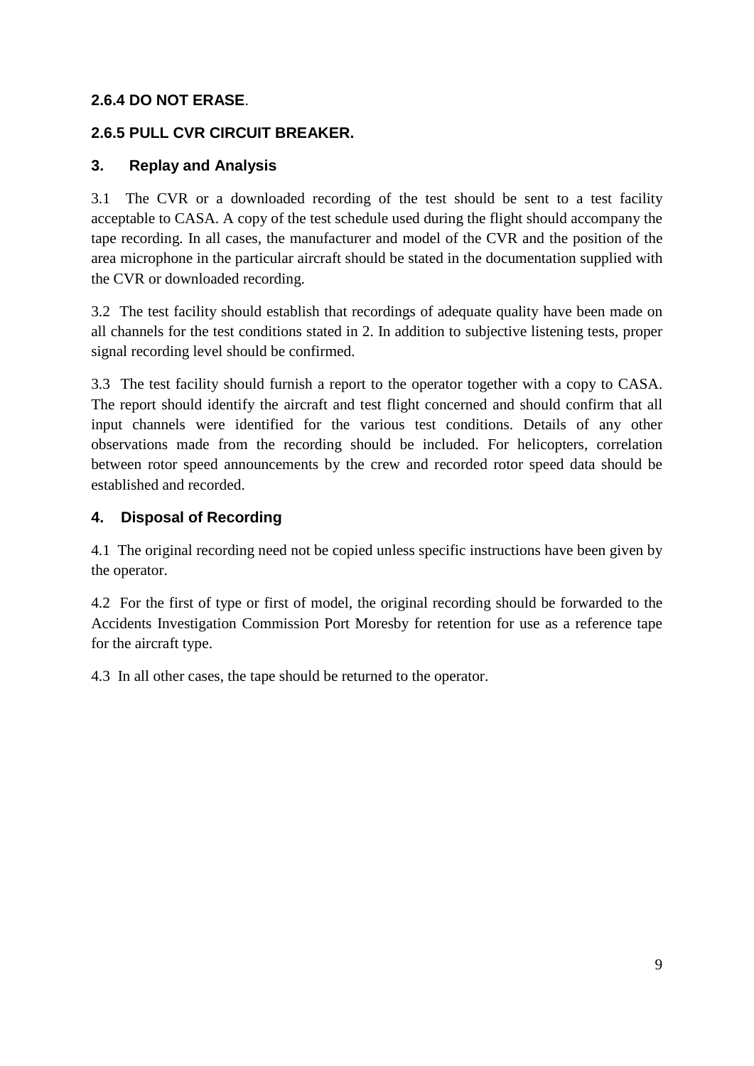**2.6.4 DO NOT ERASE**.

**2.6.5 PULL CVR CIRCUIT BREAKER.**

## 3. Replay and Analysis

3.1 The CVR or a downloaded recording of the test should be sent to a test facility acceptable to CASA. A copy of the test schedule used during the flight should accompany the tape recording. In all cases, the manufacturer and model of the CVR and the position of the area microphone in the particular aircraft should be stated in the documentation supplied with the CVR or downloaded recording.

3.2 The test facility should establish that recordings of adequate quality have been made on all channels for the test conditions stated in 2. In addition to subjective listening tests, proper signal recording level should be confirmed.

3.3 The test facility should furnish a report to the operator together with a copy to CASA. The report should identify the aircraft and test flight concerned and should confirm that all input channels were identified for the various test conditions. Details of any other observations made from the recording should be included. For helicopters, correlation between rotor speed announcements by the crew and recorded rotor speed data should be established and recorded.

## 4. Disposal of Recording

4.1 The original recording need not be copied unless specific instructions have been given by the operator.

4.2 For the first of type or first of model, the original recording should be forwarded to the Accidents Investigation Commission Port Moresby for retention for use as a reference tape for the aircraft type.

4.3 In all other cases, the tape should be returned to the operator.